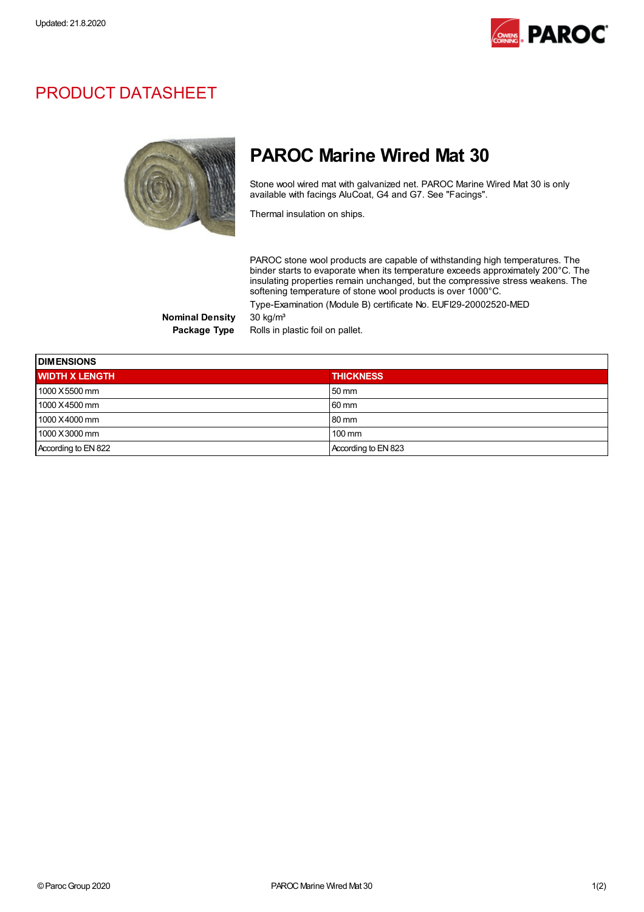Updated: 21.8.2020

# PRODUCT DATASHEET

## PAROC Marine Wired Mat 30

Stone wool wired mat with galvanized net. PAROC Marine Wired Mat 30 is only available with facings AluCoat, G4 and G7. See "Facings".

Thermal insulation on ships.

PAROC stone wool products are capable of withstanding high temperatures. The binder starts to evaporate when its temperature exceeds approximately 200°C. The insulating properties remain unchanged, but the compressive stress weakens. The softening temperature of stone wool products is over 1000°C.

Type-Examination (Module B) certificate No. EUFI29-20002520-MED

**Nominal Density** 30 kg/m³

**Package Type** Rolls in plastic foil on pallet.

| DIMENSIONS | |
|---|---|
| **WIDTH X LENGTH** | **THICKNESS** |
| 1000 X 5500 mm | 50 mm |
| 1000 X 4500 mm | 60 mm |
| 1000 X 4000 mm | 80 mm |
| 1000 X 3000 mm | 100 mm |
| According to EN 822 | According to EN 823 |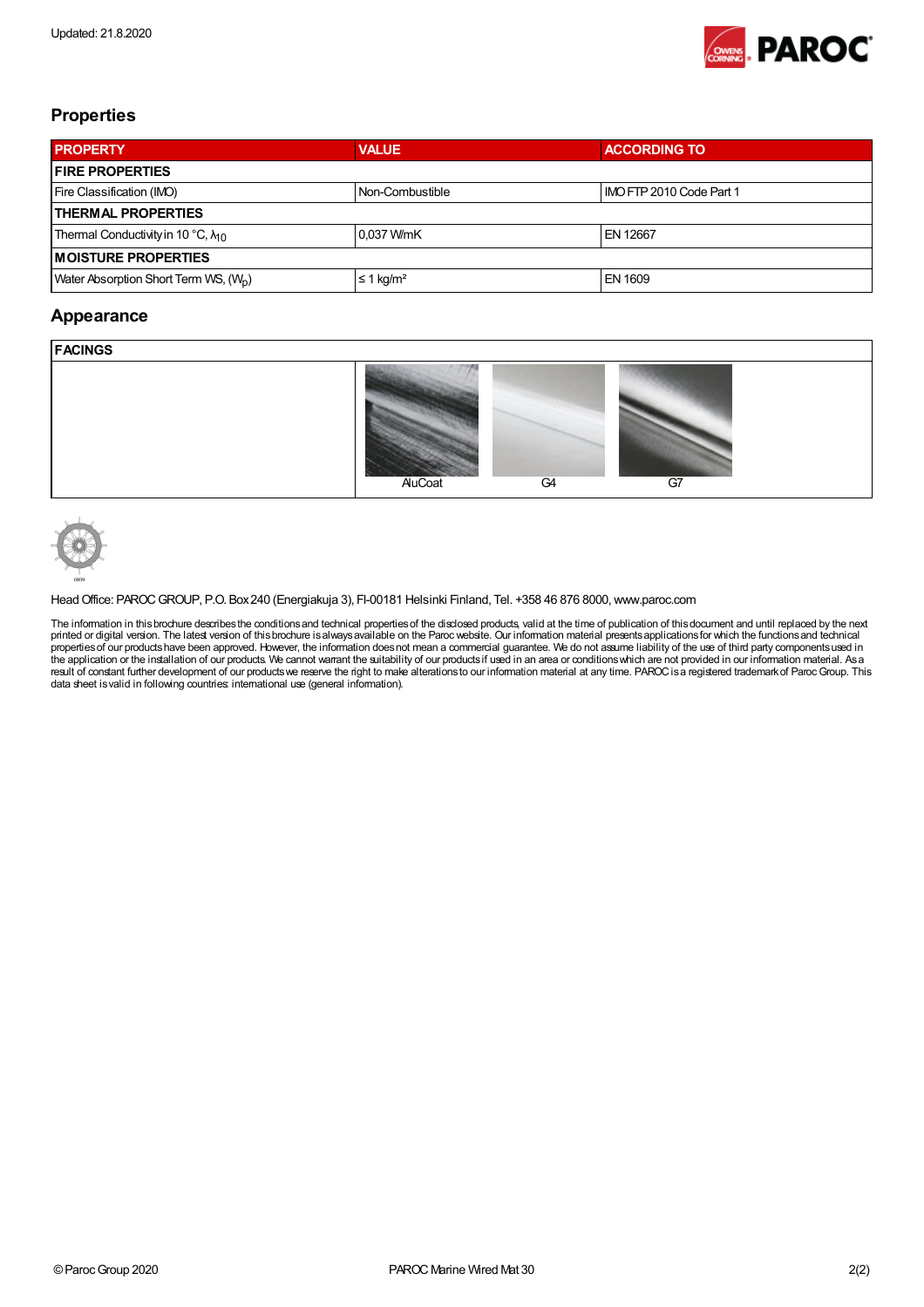Updated: 21.8.2020

## Properties

| PROPERTY | VALUE | ACCORDING TO |
|---|---|---|
| **FIRE PROPERTIES** | | |
| Fire Classification (IMO) | Non-Combustible | IMO FTP 2010 Code Part 1 |
| **THERMAL PROPERTIES** | | |
| Thermal Conductivity in 10 °C, $\lambda_{10}$ | 0,037 W/mK | EN 12667 |
| **MOISTURE PROPERTIES** | | |
| Water Absorption Short Term WS, ($W_p$) | ≤ 1 kg/m² | EN 1609 |

## Appearance

| FACINGS | | | |
|---|---|---|---|
| | AluCoat | G4 | G7 |

Head Office: PAROC GROUP, P.O. Box 240 (Energiakuja 3), FI-00181 Helsinki Finland, Tel. +358 46 876 8000, www.paroc.com

The information in this brochure describes the conditions and technical properties of the disclosed products, valid at the time of publication of this document and until replaced by the next printed or digital version. The latest version of this brochure is always available on the Paroc website. Our information material presents applications for which the functions and technical properties of our products have been approved. However, the information does not mean a commercial guarantee. We do not assume liability of the use of third party components used in the application or the installation of our products. We cannot warrant the suitability of our products if used in an area or conditions which are not provided in our information material. As a result of constant further development of our products we reserve the right to make alterations to our information material at any time. PAROC is a registered trademark of Paroc Group. This data sheet is valid in following countries: international use (general information).

© Paroc Group 2020 PAROC Marine Wired Mat 30